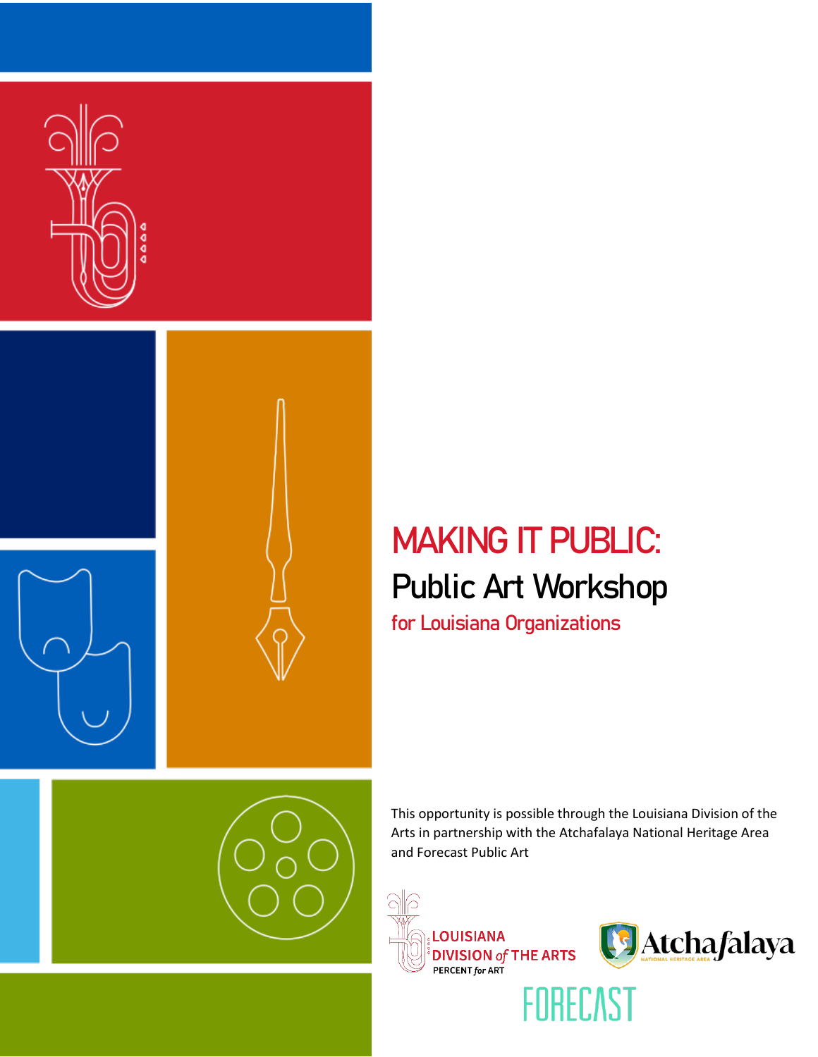# MAKING IT PUBLIC:

## Public Art Workshop

### for Louisiana Organizations

This opportunity is possible through the Louisiana Division of the Arts in partnership with the Atchafalaya National Heritage Area and Forecast Public Art

LOUISIANA DIVISION of THE ARTS PERCENT for ART

Atchafalaya NATIONAL HERITAGE AREA

FORECAST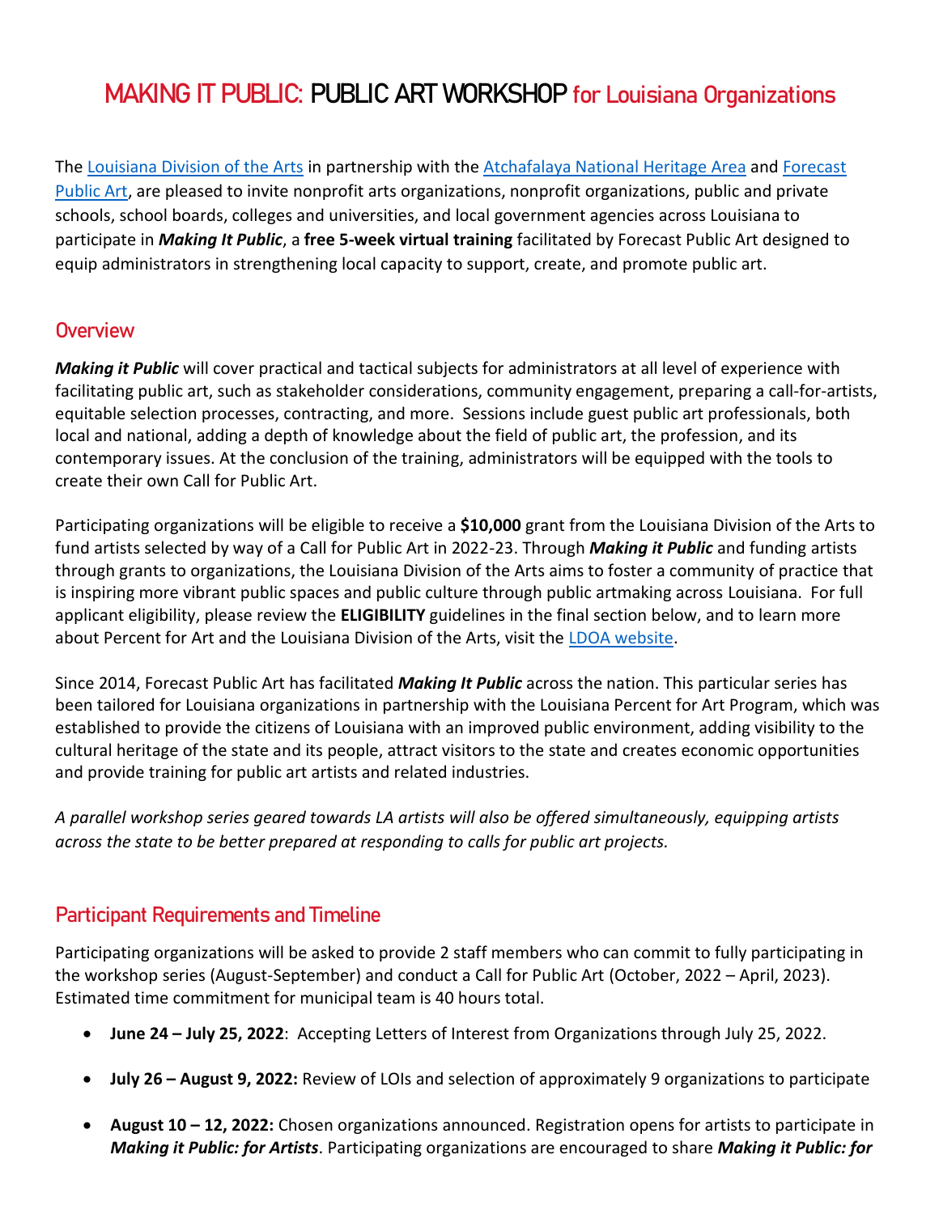# MAKING IT PUBLIC: PUBLIC ART WORKSHOP for Louisiana Organizations

The [Louisiana Division of the Arts](#) in partnership with the [Atchafalaya National Heritage Area](#) and [Forecast Public Art](#), are pleased to invite nonprofit arts organizations, nonprofit organizations, public and private schools, school boards, colleges and universities, and local government agencies across Louisiana to participate in ***Making It Public***, a **free 5-week virtual training** facilitated by Forecast Public Art designed to equip administrators in strengthening local capacity to support, create, and promote public art.

## Overview

***Making it Public*** will cover practical and tactical subjects for administrators at all level of experience with facilitating public art, such as stakeholder considerations, community engagement, preparing a call-for-artists, equitable selection processes, contracting, and more. Sessions include guest public art professionals, both local and national, adding a depth of knowledge about the field of public art, the profession, and its contemporary issues. At the conclusion of the training, administrators will be equipped with the tools to create their own Call for Public Art.

Participating organizations will be eligible to receive a **$10,000** grant from the Louisiana Division of the Arts to fund artists selected by way of a Call for Public Art in 2022-23. Through ***Making it Public*** and funding artists through grants to organizations, the Louisiana Division of the Arts aims to foster a community of practice that is inspiring more vibrant public spaces and public culture through public artmaking across Louisiana. For full applicant eligibility, please review the **ELIGIBILITY** guidelines in the final section below, and to learn more about Percent for Art and the Louisiana Division of the Arts, visit the [LDOA website](#).

Since 2014, Forecast Public Art has facilitated ***Making It Public*** across the nation. This particular series has been tailored for Louisiana organizations in partnership with the Louisiana Percent for Art Program, which was established to provide the citizens of Louisiana with an improved public environment, adding visibility to the cultural heritage of the state and its people, attract visitors to the state and creates economic opportunities and provide training for public art artists and related industries.

*A parallel workshop series geared towards LA artists will also be offered simultaneously, equipping artists across the state to be better prepared at responding to calls for public art projects.*

## Participant Requirements and Timeline

Participating organizations will be asked to provide 2 staff members who can commit to fully participating in the workshop series (August-September) and conduct a Call for Public Art (October, 2022 – April, 2023). Estimated time commitment for municipal team is 40 hours total.

- **June 24 – July 25, 2022**: Accepting Letters of Interest from Organizations through July 25, 2022.
- **July 26 – August 9, 2022:** Review of LOIs and selection of approximately 9 organizations to participate
- **August 10 – 12, 2022:** Chosen organizations announced. Registration opens for artists to participate in ***Making it Public: for Artists***. Participating organizations are encouraged to share ***Making it Public: for***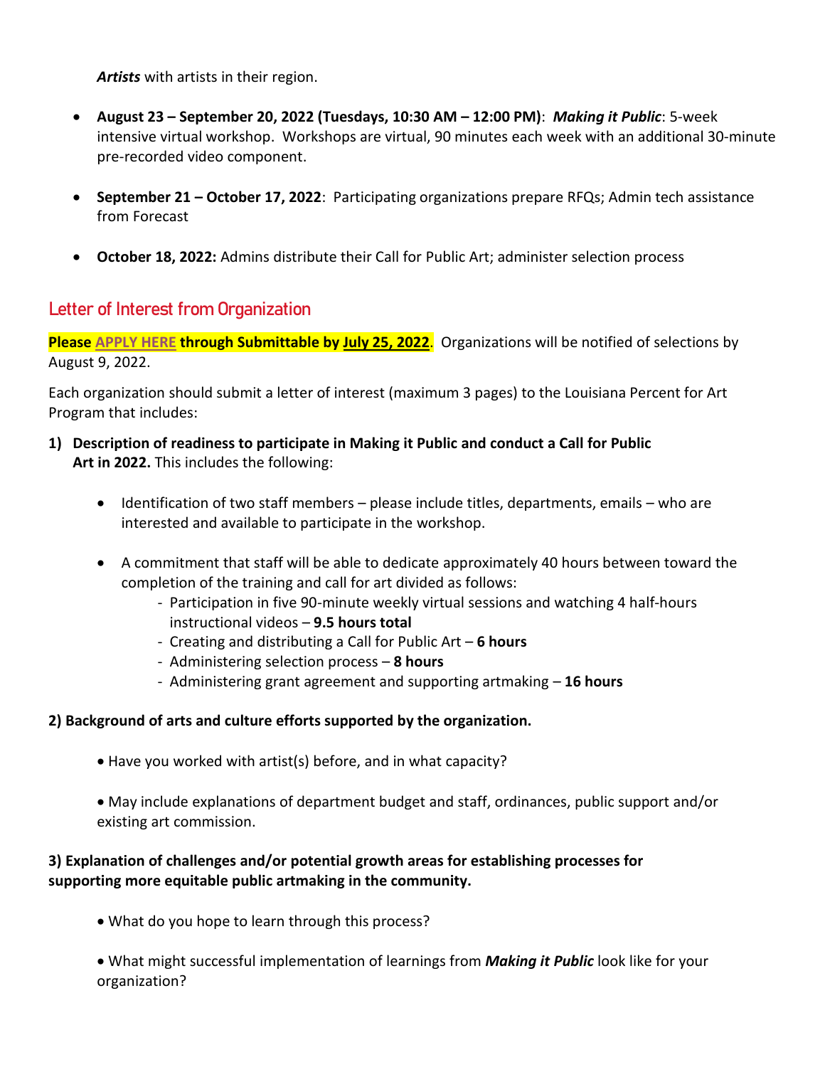***Artists*** with artists in their region.

- **August 23 – September 20, 2022 (Tuesdays, 10:30 AM – 12:00 PM)**: ***Making it Public***: 5-week intensive virtual workshop. Workshops are virtual, 90 minutes each week with an additional 30-minute pre-recorded video component.

- **September 21 – October 17, 2022**: Participating organizations prepare RFQs; Admin tech assistance from Forecast

- **October 18, 2022:** Admins distribute their Call for Public Art; administer selection process

## Letter of Interest from Organization

**Please APPLY HERE through Submittable by July 25, 2022**. Organizations will be notified of selections by August 9, 2022.

Each organization should submit a letter of interest (maximum 3 pages) to the Louisiana Percent for Art Program that includes:

1) **Description of readiness to participate in Making it Public and conduct a Call for Public Art in 2022.** This includes the following:

   - Identification of two staff members – please include titles, departments, emails – who are interested and available to participate in the workshop.

   - A commitment that staff will be able to dedicate approximately 40 hours between toward the completion of the training and call for art divided as follows:
     - Participation in five 90-minute weekly virtual sessions and watching 4 half-hours instructional videos – **9.5 hours total**
     - Creating and distributing a Call for Public Art – **6 hours**
     - Administering selection process – **8 hours**
     - Administering grant agreement and supporting artmaking – **16 hours**

**2) Background of arts and culture efforts supported by the organization.**

- Have you worked with artist(s) before, and in what capacity?

- May include explanations of department budget and staff, ordinances, public support and/or existing art commission.

**3) Explanation of challenges and/or potential growth areas for establishing processes for supporting more equitable public artmaking in the community.**

- What do you hope to learn through this process?

- What might successful implementation of learnings from ***Making it Public*** look like for your organization?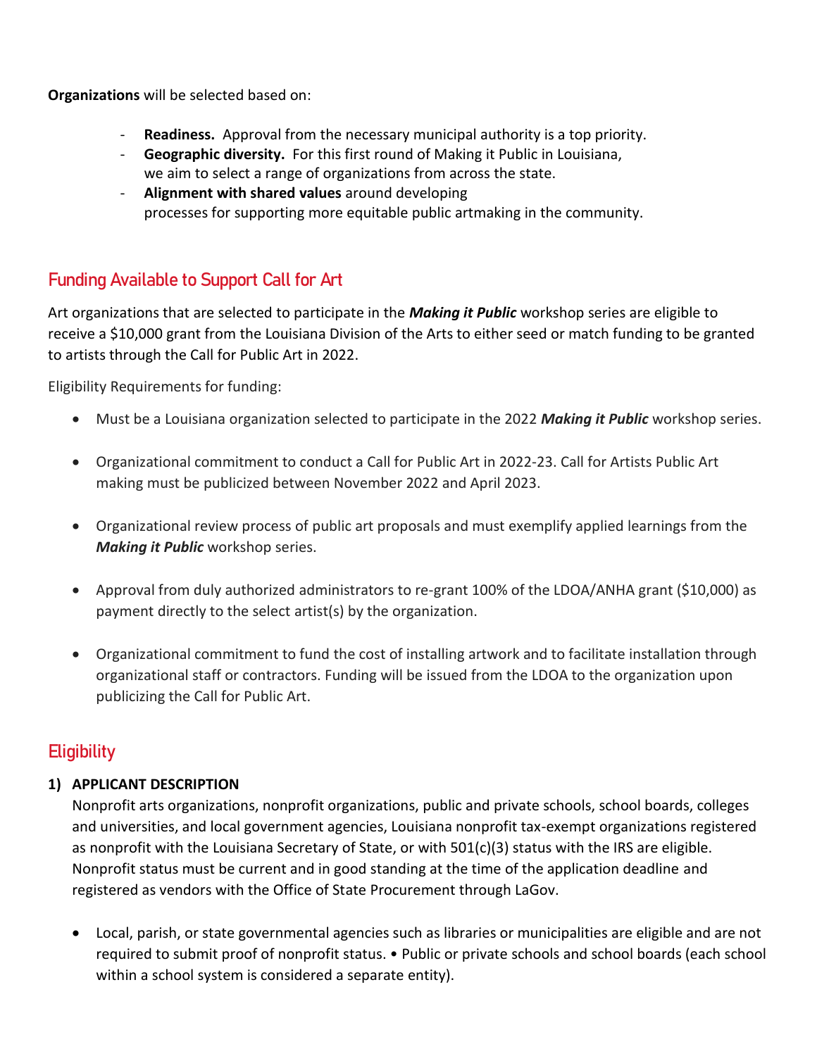**Organizations** will be selected based on:

- **Readiness.** Approval from the necessary municipal authority is a top priority.
- **Geographic diversity.** For this first round of Making it Public in Louisiana, we aim to select a range of organizations from across the state.
- **Alignment with shared values** around developing processes for supporting more equitable public artmaking in the community.

## Funding Available to Support Call for Art

Art organizations that are selected to participate in the ***Making it Public*** workshop series are eligible to receive a $10,000 grant from the Louisiana Division of the Arts to either seed or match funding to be granted to artists through the Call for Public Art in 2022.

Eligibility Requirements for funding:

- Must be a Louisiana organization selected to participate in the 2022 ***Making it Public*** workshop series.
- Organizational commitment to conduct a Call for Public Art in 2022-23. Call for Artists Public Art making must be publicized between November 2022 and April 2023.
- Organizational review process of public art proposals and must exemplify applied learnings from the ***Making it Public*** workshop series.
- Approval from duly authorized administrators to re-grant 100% of the LDOA/ANHA grant ($10,000) as payment directly to the select artist(s) by the organization.
- Organizational commitment to fund the cost of installing artwork and to facilitate installation through organizational staff or contractors. Funding will be issued from the LDOA to the organization upon publicizing the Call for Public Art.

## Eligibility

**1) APPLICANT DESCRIPTION**

Nonprofit arts organizations, nonprofit organizations, public and private schools, school boards, colleges and universities, and local government agencies, Louisiana nonprofit tax-exempt organizations registered as nonprofit with the Louisiana Secretary of State, or with 501(c)(3) status with the IRS are eligible. Nonprofit status must be current and in good standing at the time of the application deadline and registered as vendors with the Office of State Procurement through LaGov.

- Local, parish, or state governmental agencies such as libraries or municipalities are eligible and are not required to submit proof of nonprofit status. • Public or private schools and school boards (each school within a school system is considered a separate entity).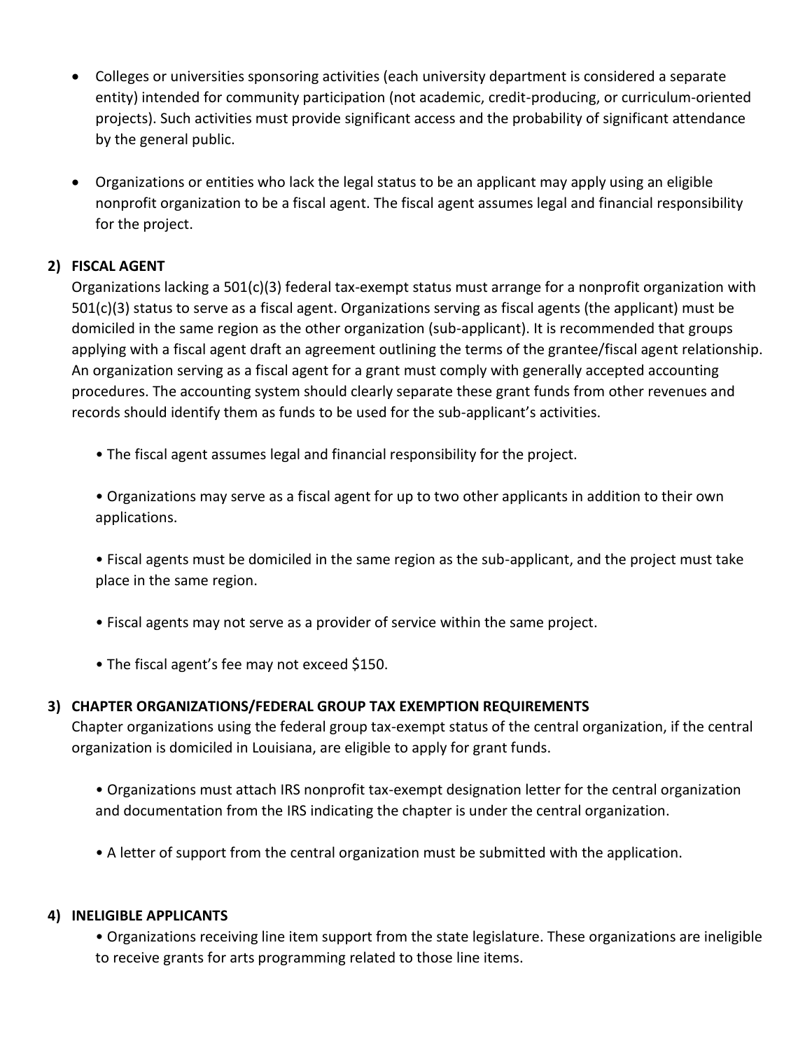- Colleges or universities sponsoring activities (each university department is considered a separate entity) intended for community participation (not academic, credit-producing, or curriculum-oriented projects). Such activities must provide significant access and the probability of significant attendance by the general public.
- Organizations or entities who lack the legal status to be an applicant may apply using an eligible nonprofit organization to be a fiscal agent. The fiscal agent assumes legal and financial responsibility for the project.

**2) FISCAL AGENT**

Organizations lacking a 501(c)(3) federal tax-exempt status must arrange for a nonprofit organization with 501(c)(3) status to serve as a fiscal agent. Organizations serving as fiscal agents (the applicant) must be domiciled in the same region as the other organization (sub-applicant). It is recommended that groups applying with a fiscal agent draft an agreement outlining the terms of the grantee/fiscal agent relationship. An organization serving as a fiscal agent for a grant must comply with generally accepted accounting procedures. The accounting system should clearly separate these grant funds from other revenues and records should identify them as funds to be used for the sub-applicant's activities.

- The fiscal agent assumes legal and financial responsibility for the project.
- Organizations may serve as a fiscal agent for up to two other applicants in addition to their own applications.
- Fiscal agents must be domiciled in the same region as the sub-applicant, and the project must take place in the same region.
- Fiscal agents may not serve as a provider of service within the same project.
- The fiscal agent's fee may not exceed $150.

**3) CHAPTER ORGANIZATIONS/FEDERAL GROUP TAX EXEMPTION REQUIREMENTS**

Chapter organizations using the federal group tax-exempt status of the central organization, if the central organization is domiciled in Louisiana, are eligible to apply for grant funds.

- Organizations must attach IRS nonprofit tax-exempt designation letter for the central organization and documentation from the IRS indicating the chapter is under the central organization.
- A letter of support from the central organization must be submitted with the application.

**4) INELIGIBLE APPLICANTS**

- Organizations receiving line item support from the state legislature. These organizations are ineligible to receive grants for arts programming related to those line items.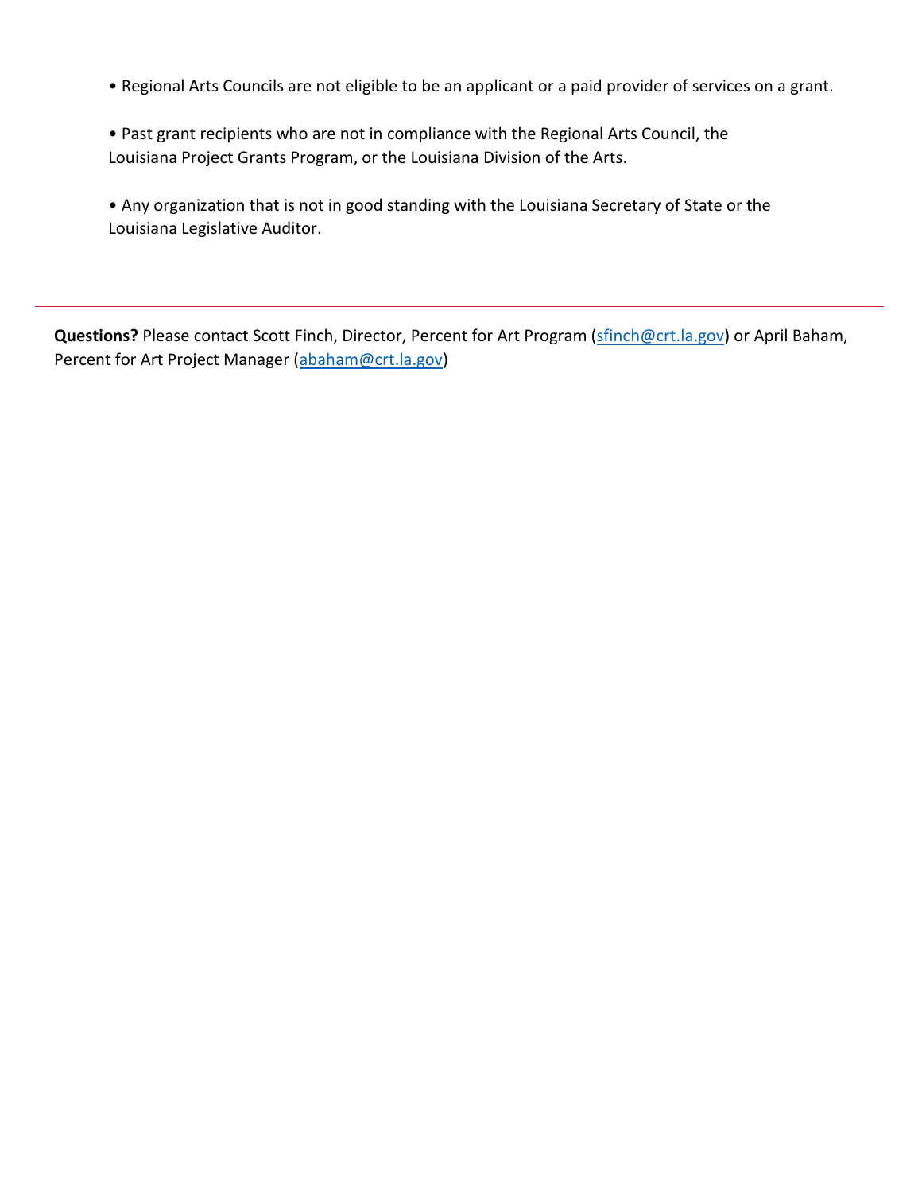- Regional Arts Councils are not eligible to be an applicant or a paid provider of services on a grant.

- Past grant recipients who are not in compliance with the Regional Arts Council, the Louisiana Project Grants Program, or the Louisiana Division of the Arts.

- Any organization that is not in good standing with the Louisiana Secretary of State or the Louisiana Legislative Auditor.

---

**Questions?** Please contact Scott Finch, Director, Percent for Art Program (sfinch@crt.la.gov) or April Baham, Percent for Art Project Manager (abaham@crt.la.gov)